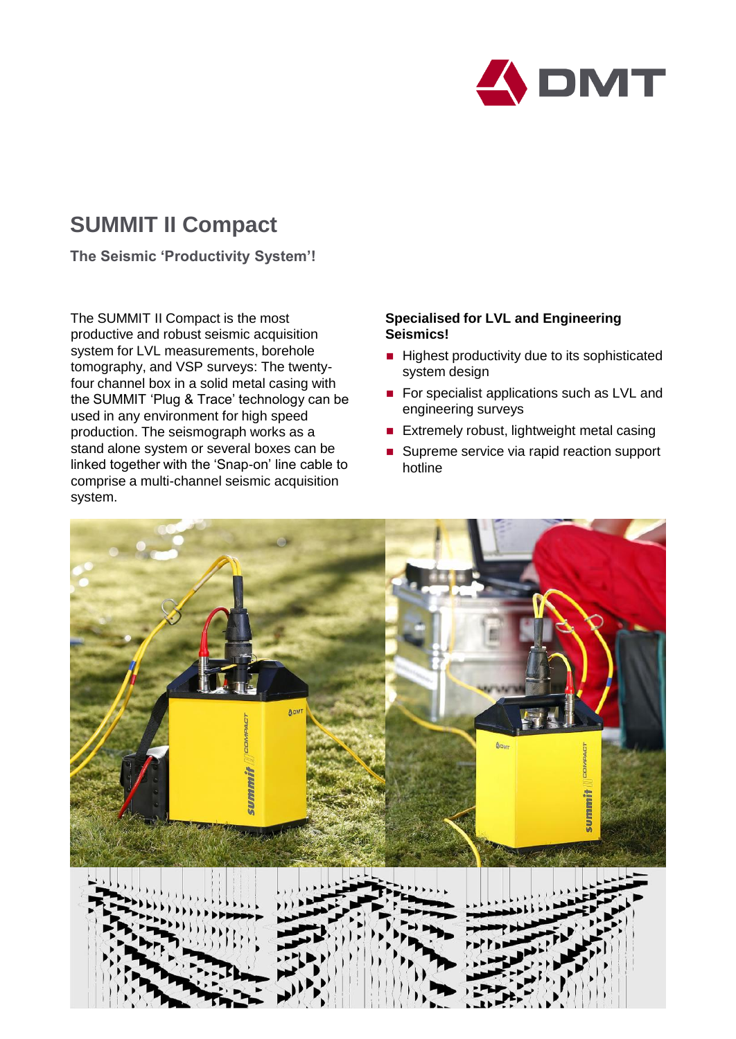# SUMMIT II Compact

**The Seismic 'Productivity System'!**

The SUMMIT II Compact is the most productive and robust seismic acquisition system for LVL measurements, borehole tomography, and VSP surveys: The twenty-four channel box in a solid metal casing with the SUMMIT 'Plug & Trace' technology can be used in any environment for high speed production. The seismograph works as a stand alone system or several boxes can be linked together with the 'Snap-on' line cable to comprise a multi-channel seismic acquisition system.

**Specialised for LVL and Engineering Seismics!**

- Highest productivity due to its sophisticated system design
- For specialist applications such as LVL and engineering surveys
- Extremely robust, lightweight metal casing
- Supreme service via rapid reaction support hotline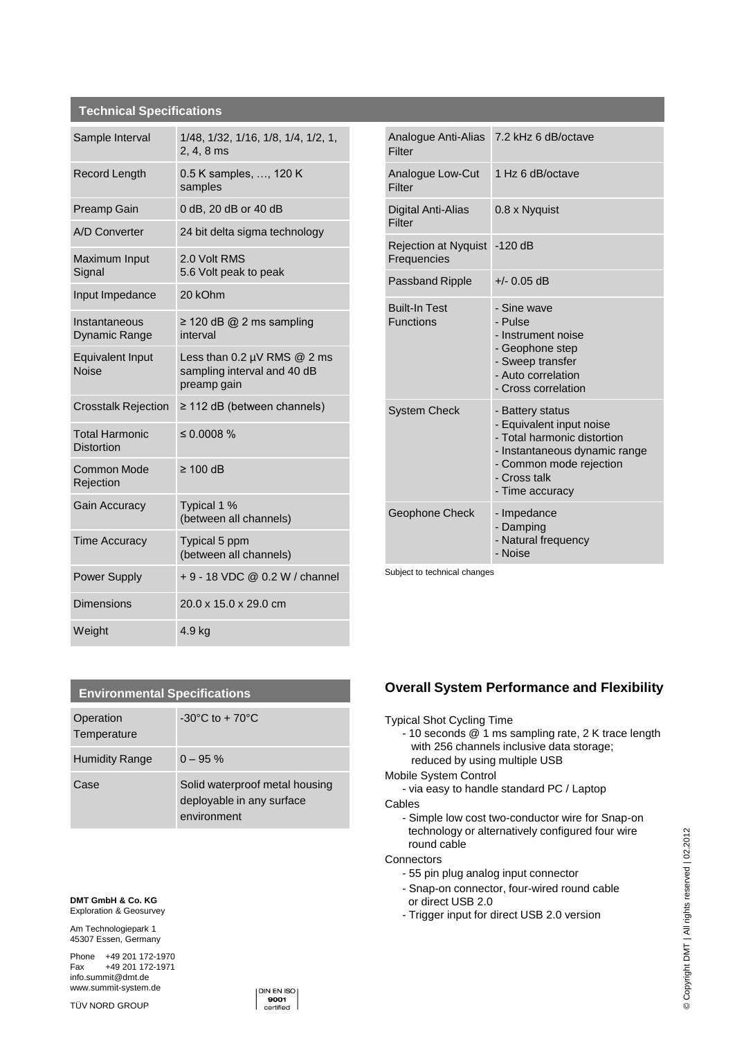## Technical Specifications

| | |
|---|---|
| Sample Interval | 1/48, 1/32, 1/16, 1/8, 1/4, 1/2, 1, 2, 4, 8 ms |
| Record Length | 0.5 K samples, …, 120 K samples |
| Preamp Gain | 0 dB, 20 dB or 40 dB |
| A/D Converter | 24 bit delta sigma technology |
| Maximum Input Signal | 2.0 Volt RMS<br>5.6 Volt peak to peak |
| Input Impedance | 20 kOhm |
| Instantaneous Dynamic Range | ≥ 120 dB @ 2 ms sampling interval |
| Equivalent Input Noise | Less than 0.2 µV RMS @ 2 ms sampling interval and 40 dB preamp gain |
| Crosstalk Rejection | ≥ 112 dB (between channels) |
| Total Harmonic Distortion | ≤ 0.0008 % |
| Common Mode Rejection | ≥ 100 dB |
| Gain Accuracy | Typical 1 %<br>(between all channels) |
| Time Accuracy | Typical 5 ppm<br>(between all channels) |
| Power Supply | + 9 - 18 VDC @ 0.2 W / channel |
| Dimensions | 20.0 x 15.0 x 29.0 cm |
| Weight | 4.9 kg |
| Analogue Anti-Alias Filter | 7.2 kHz 6 dB/octave |
| Analogue Low-Cut Filter | 1 Hz 6 dB/octave |
| Digital Anti-Alias Filter | 0.8 x Nyquist |
| Rejection at Nyquist Frequencies | -120 dB |
| Passband Ripple | +/- 0.05 dB |
| Built-In Test Functions | - Sine wave<br>- Pulse<br>- Instrument noise<br>- Geophone step<br>- Sweep transfer<br>- Auto correlation<br>- Cross correlation |
| System Check | - Battery status<br>- Equivalent input noise<br>- Total harmonic distortion<br>- Instantaneous dynamic range<br>- Common mode rejection<br>- Cross talk<br>- Time accuracy |
| Geophone Check | - Impedance<br>- Damping<br>- Natural frequency<br>- Noise |

Subject to technical changes

## Environmental Specifications

| | |
|---|---|
| Operation Temperature | -30°C to + 70°C |
| Humidity Range | 0 – 95 % |
| Case | Solid waterproof metal housing deployable in any surface environment |

## Overall System Performance and Flexibility

Typical Shot Cycling Time
- 10 seconds @ 1 ms sampling rate, 2 K trace length with 256 channels inclusive data storage; reduced by using multiple USB

Mobile System Control
- via easy to handle standard PC / Laptop

Cables
- Simple low cost two-conductor wire for Snap-on technology or alternatively configured four wire round cable

Connectors
- 55 pin plug analog input connector
- Snap-on connector, four-wired round cable or direct USB 2.0
- Trigger input for direct USB 2.0 version

**DMT GmbH & Co. KG**
Exploration & Geosurvey

Am Technologiepark 1
45307 Essen, Germany

Phone +49 201 172-1970
Fax +49 201 172-1971
info.summit@dmt.de
www.summit-system.de

TÜV NORD GROUP

DIN EN ISO 9001 certified

© Copyright DMT | All rights reserved | 02.2012